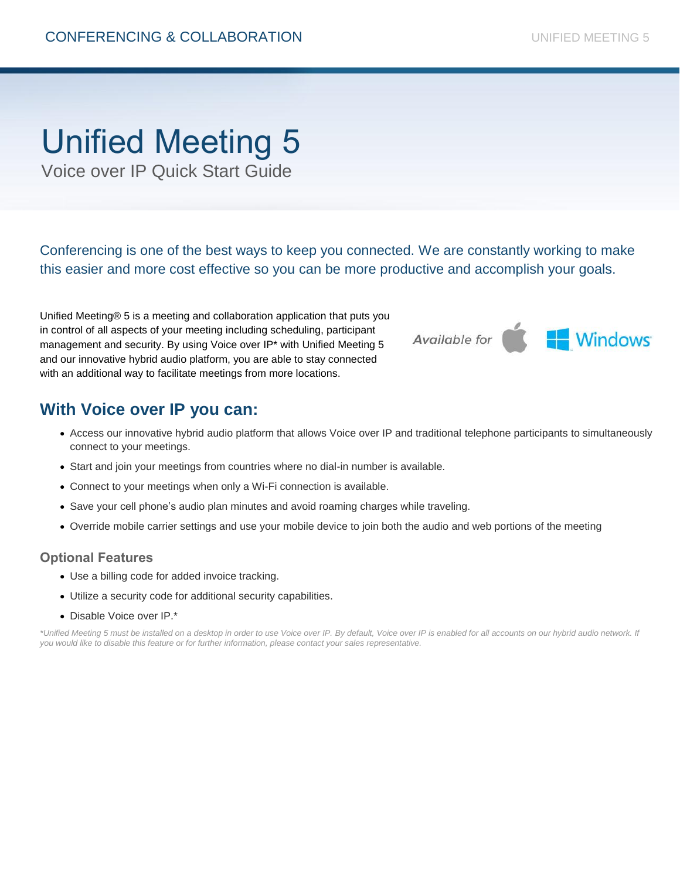# Unified Meeting 5

Voice over IP Quick Start Guide

Conferencing is one of the best ways to keep you connected. We are constantly working to make this easier and more cost effective so you can be more productive and accomplish your goals.

Unified Meeting® 5 is a meeting and collaboration application that puts you in control of all aspects of your meeting including scheduling, participant management and security. By using Voice over IP* with Unified Meeting 5 and our innovative hybrid audio platform, you are able to stay connected with an additional way to facilitate meetings from more locations.

Available for Windows

## With Voice over IP you can:

- Access our innovative hybrid audio platform that allows Voice over IP and traditional telephone participants to simultaneously connect to your meetings.
- Start and join your meetings from countries where no dial-in number is available.
- Connect to your meetings when only a Wi-Fi connection is available.
- Save your cell phone's audio plan minutes and avoid roaming charges while traveling.
- Override mobile carrier settings and use your mobile device to join both the audio and web portions of the meeting

### Optional Features

- Use a billing code for added invoice tracking.
- Utilize a security code for additional security capabilities.
- Disable Voice over IP.*

*\*Unified Meeting 5 must be installed on a desktop in order to use Voice over IP. By default, Voice over IP is enabled for all accounts on our hybrid audio network. If you would like to disable this feature or for further information, please contact your sales representative.*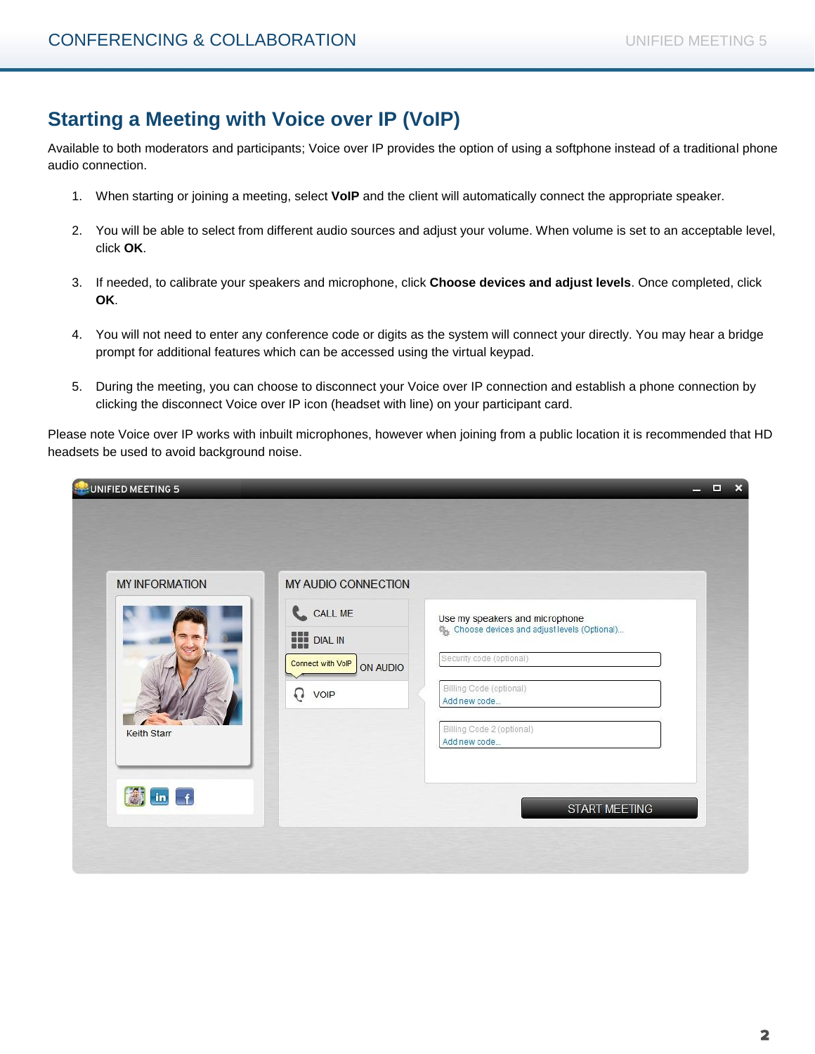## Starting a Meeting with Voice over IP (VoIP)

Available to both moderators and participants; Voice over IP provides the option of using a softphone instead of a traditional phone audio connection.

1. When starting or joining a meeting, select **VoIP** and the client will automatically connect the appropriate speaker.

2. You will be able to select from different audio sources and adjust your volume. When volume is set to an acceptable level, click **OK**.

3. If needed, to calibrate your speakers and microphone, click **Choose devices and adjust levels**. Once completed, click **OK**.

4. You will not need to enter any conference code or digits as the system will connect your directly. You may hear a bridge prompt for additional features which can be accessed using the virtual keypad.

5. During the meeting, you can choose to disconnect your Voice over IP connection and establish a phone connection by clicking the disconnect Voice over IP icon (headset with line) on your participant card.

Please note Voice over IP works with inbuilt microphones, however when joining from a public location it is recommended that HD headsets be used to avoid background noise.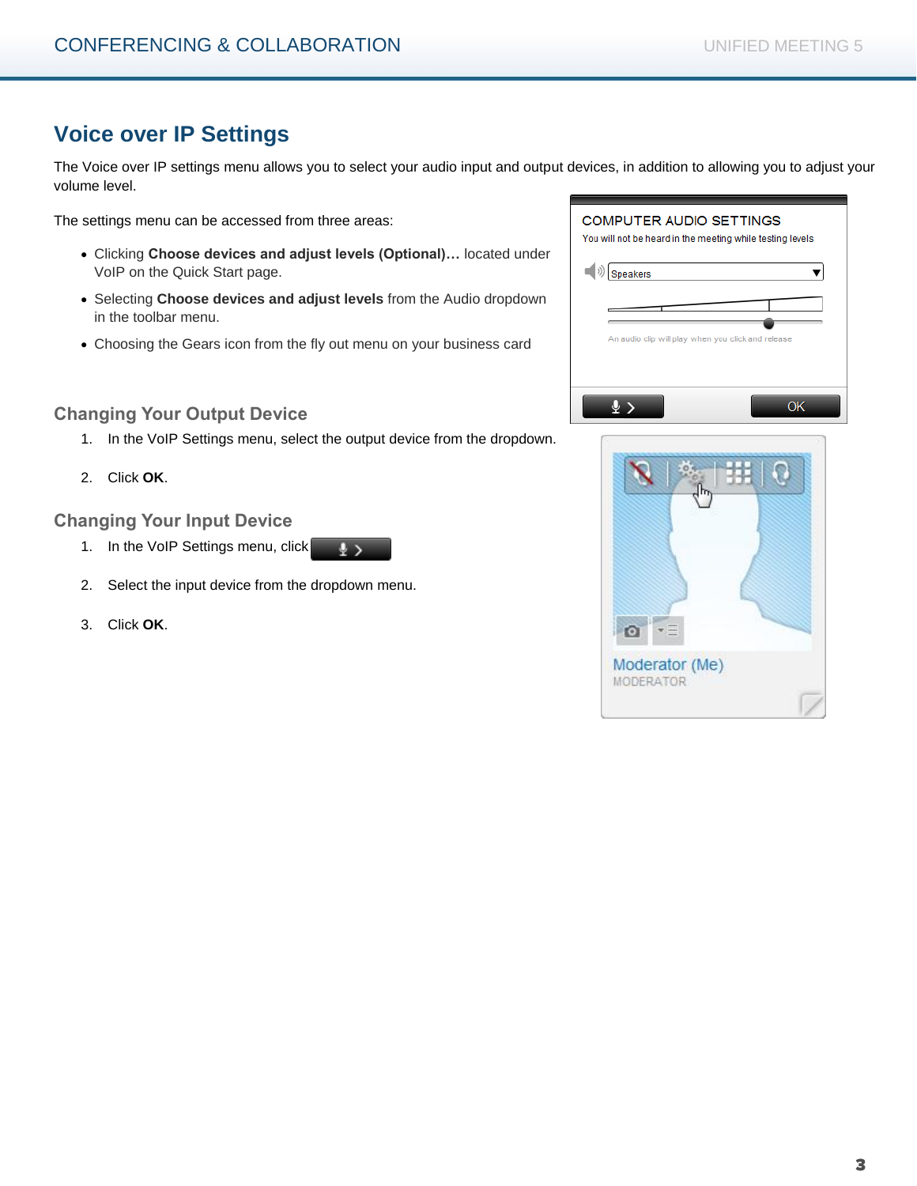# Voice over IP Settings

The Voice over IP settings menu allows you to select your audio input and output devices, in addition to allowing you to adjust your volume level.

The settings menu can be accessed from three areas:

- Clicking **Choose devices and adjust levels (Optional)…** located under VoIP on the Quick Start page.
- Selecting **Choose devices and adjust levels** from the Audio dropdown in the toolbar menu.
- Choosing the Gears icon from the fly out menu on your business card

## Changing Your Output Device

1. In the VoIP Settings menu, select the output device from the dropdown.
2. Click **OK**.

## Changing Your Input Device

1. In the VoIP Settings menu, click
2. Select the input device from the dropdown menu.
3. Click **OK**.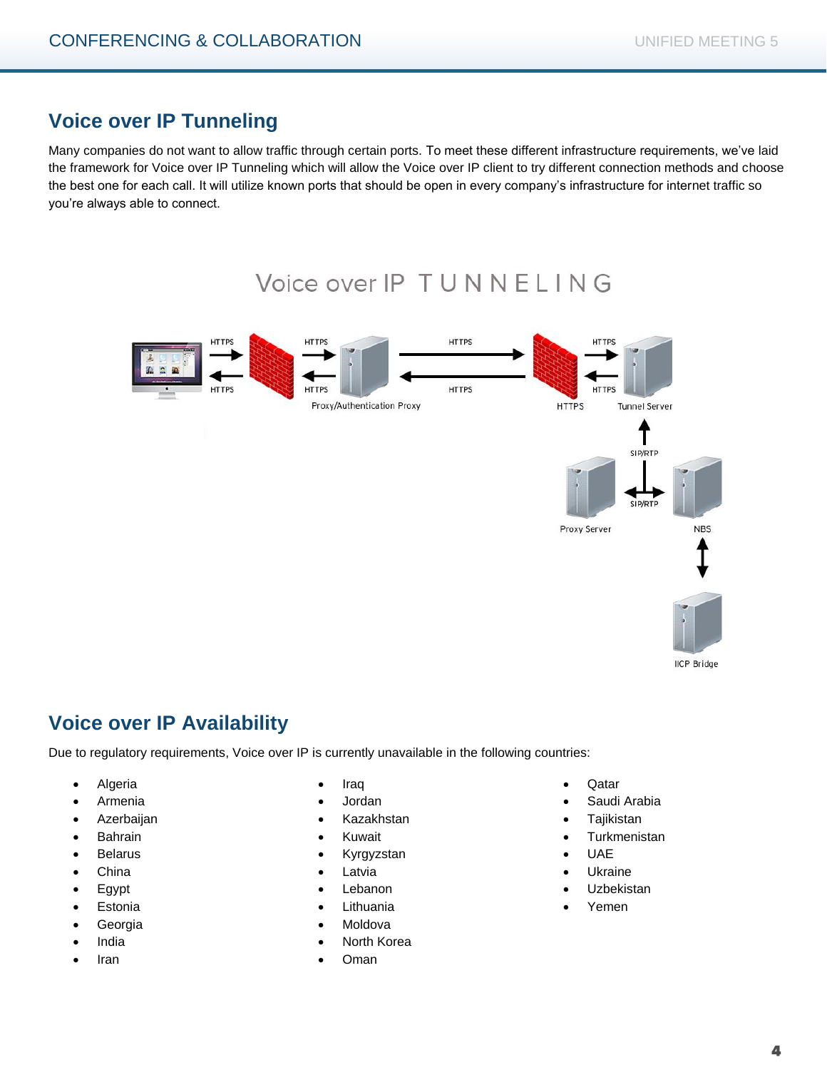## Voice over IP Tunneling

Many companies do not want to allow traffic through certain ports. To meet these different infrastructure requirements, we've laid the framework for Voice over IP Tunneling which will allow the Voice over IP client to try different connection methods and choose the best one for each call. It will utilize known ports that should be open in every company's infrastructure for internet traffic so you're always able to connect.

Voice over IP TUNNELING

HTTPS HTTPS HTTPS HTTPS
HTTPS HTTPS HTTPS HTTPS
Proxy/Authentication Proxy HTTPS Tunnel Server
SIP/RTP
SIP/RTP
Proxy Server NBS
IICP Bridge

## Voice over IP Availability

Due to regulatory requirements, Voice over IP is currently unavailable in the following countries:

- Algeria
- Armenia
- Azerbaijan
- Bahrain
- Belarus
- China
- Egypt
- Estonia
- Georgia
- India
- Iran
- Iraq
- Jordan
- Kazakhstan
- Kuwait
- Kyrgyzstan
- Latvia
- Lebanon
- Lithuania
- Moldova
- North Korea
- Oman
- Qatar
- Saudi Arabia
- Tajikistan
- Turkmenistan
- UAE
- Ukraine
- Uzbekistan
- Yemen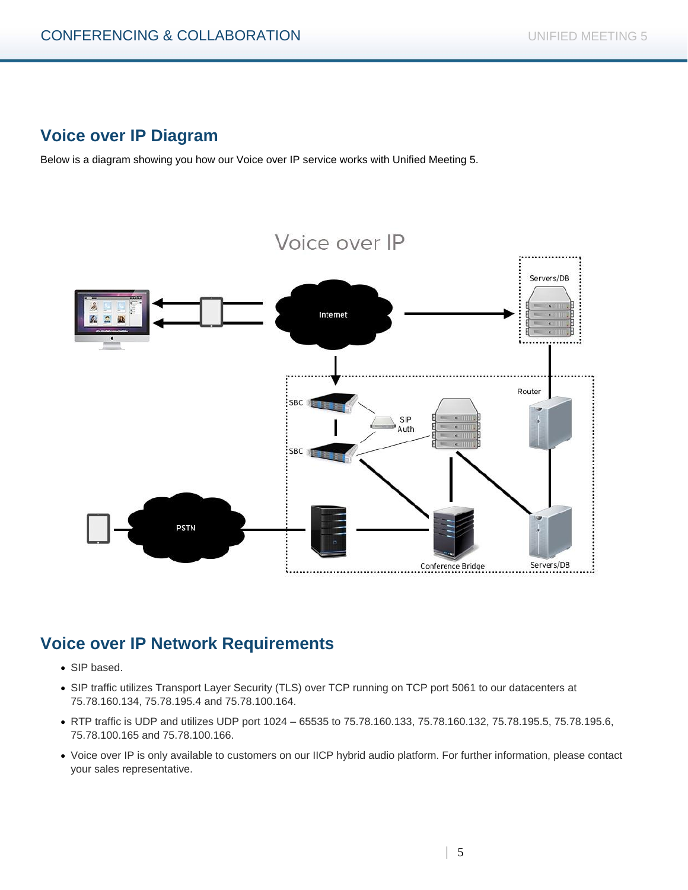## Voice over IP Diagram

Below is a diagram showing you how our Voice over IP service works with Unified Meeting 5.

Voice over IP

Internet

Servers/DB

Router

SBC

SIP Auth

SBC

PSTN

Conference Bridge

Servers/DB

## Voice over IP Network Requirements

- SIP based.
- SIP traffic utilizes Transport Layer Security (TLS) over TCP running on TCP port 5061 to our datacenters at 75.78.160.134, 75.78.195.4 and 75.78.100.164.
- RTP traffic is UDP and utilizes UDP port 1024 – 65535 to 75.78.160.133, 75.78.160.132, 75.78.195.5, 75.78.195.6, 75.78.100.165 and 75.78.100.166.
- Voice over IP is only available to customers on our IICP hybrid audio platform. For further information, please contact your sales representative.